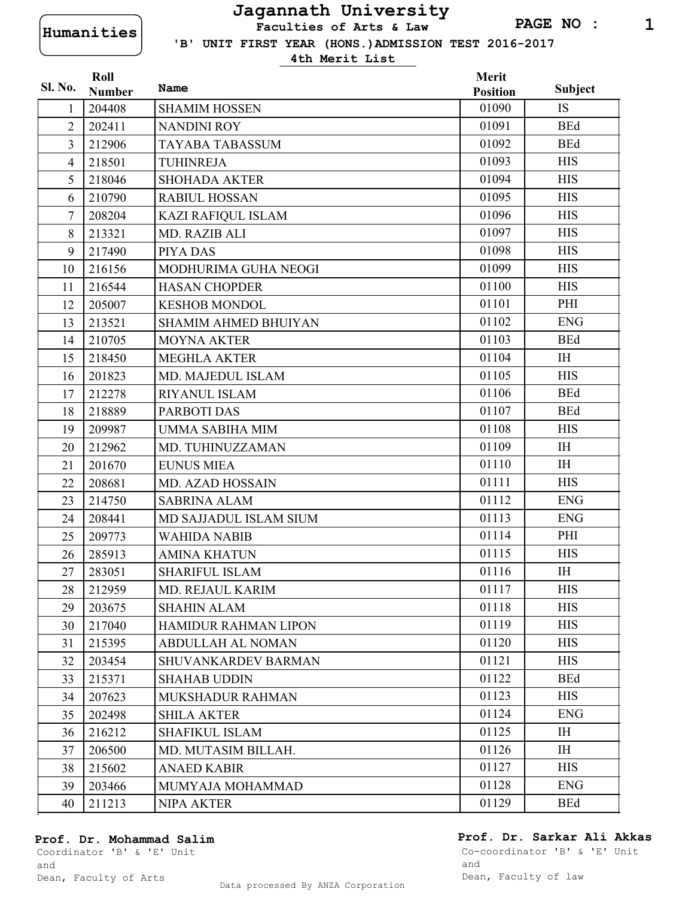Humanities

# Jagannath University

**Faculties of Arts & Law**

**'B' UNIT FIRST YEAR (HONS.) ADMISSION TEST 2016-2017**

**4th Merit List**

| Sl. No. | Roll Number | Name | Merit Position | Subject |
|---|---|---|---|---|
| 1 | 204408 | SHAMIM HOSSEN | 01090 | IS |
| 2 | 202411 | NANDINI ROY | 01091 | BEd |
| 3 | 212906 | TAYABA TABASSUM | 01092 | BEd |
| 4 | 218501 | TUHINREJA | 01093 | HIS |
| 5 | 218046 | SHOHADA AKTER | 01094 | HIS |
| 6 | 210790 | RABIUL HOSSAN | 01095 | HIS |
| 7 | 208204 | KAZI RAFIQUL ISLAM | 01096 | HIS |
| 8 | 213321 | MD. RAZIB ALI | 01097 | HIS |
| 9 | 217490 | PIYA DAS | 01098 | HIS |
| 10 | 216156 | MODHURIMA GUHA NEOGI | 01099 | HIS |
| 11 | 216544 | HASAN CHOPDER | 01100 | HIS |
| 12 | 205007 | KESHOB MONDOL | 01101 | PHI |
| 13 | 213521 | SHAMIM AHMED BHUIYAN | 01102 | ENG |
| 14 | 210705 | MOYNA AKTER | 01103 | BEd |
| 15 | 218450 | MEGHLA AKTER | 01104 | IH |
| 16 | 201823 | MD. MAJEDUL ISLAM | 01105 | HIS |
| 17 | 212278 | RIYANUL ISLAM | 01106 | BEd |
| 18 | 218889 | PARBOTI DAS | 01107 | BEd |
| 19 | 209987 | UMMA SABIHA MIM | 01108 | HIS |
| 20 | 212962 | MD. TUHINUZZAMAN | 01109 | IH |
| 21 | 201670 | EUNUS MIEA | 01110 | IH |
| 22 | 208681 | MD. AZAD HOSSAIN | 01111 | HIS |
| 23 | 214750 | SABRINA ALAM | 01112 | ENG |
| 24 | 208441 | MD SAJJADUL ISLAM SIUM | 01113 | ENG |
| 25 | 209773 | WAHIDA NABIB | 01114 | PHI |
| 26 | 285913 | AMINA KHATUN | 01115 | HIS |
| 27 | 283051 | SHARIFUL ISLAM | 01116 | IH |
| 28 | 212959 | MD. REJAUL KARIM | 01117 | HIS |
| 29 | 203675 | SHAHIN ALAM | 01118 | HIS |
| 30 | 217040 | HAMIDUR RAHMAN LIPON | 01119 | HIS |
| 31 | 215395 | ABDULLAH AL NOMAN | 01120 | HIS |
| 32 | 203454 | SHUVANKARDEV BARMAN | 01121 | HIS |
| 33 | 215371 | SHAHAB UDDIN | 01122 | BEd |
| 34 | 207623 | MUKSHADUR RAHMAN | 01123 | HIS |
| 35 | 202498 | SHILA AKTER | 01124 | ENG |
| 36 | 216212 | SHAFIKUL ISLAM | 01125 | IH |
| 37 | 206500 | MD. MUTASIM BILLAH. | 01126 | IH |
| 38 | 215602 | ANAED KABIR | 01127 | HIS |
| 39 | 203466 | MUMYAJA MOHAMMAD | 01128 | ENG |
| 40 | 211213 | NIPA AKTER | 01129 | BEd |

**Prof. Dr. Mohammad Salim**
Coordinator 'B' & 'E' Unit
and
Dean, Faculty of Arts

**Prof. Dr. Sarkar Ali Akkas**
Co-coordinator 'B' & 'E' Unit
and
Dean, Faculty of law

Data processed By ANZA Corporation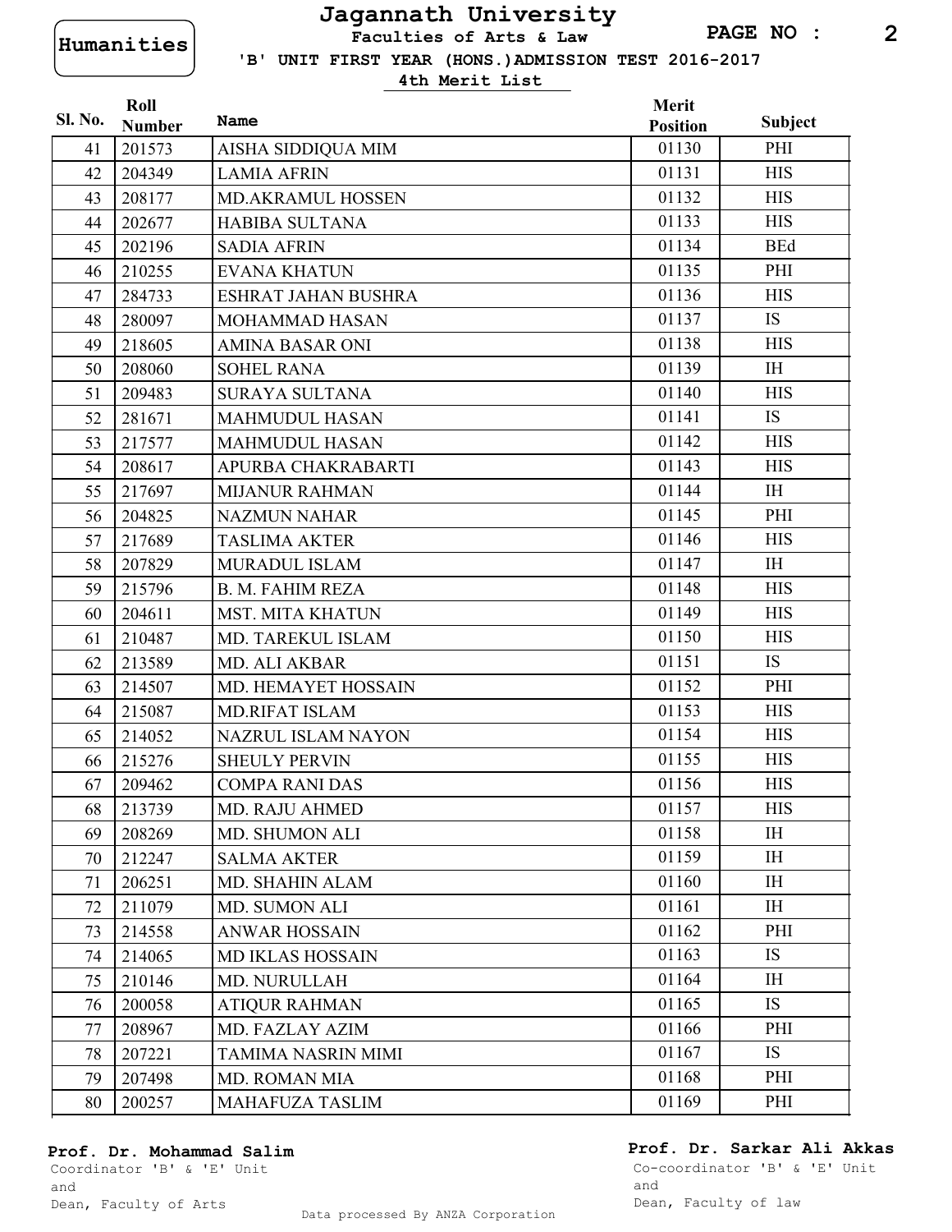Humanities

# Jagannath University

**Faculties of Arts & Law**

**'B' UNIT FIRST YEAR (HONS.)ADMISSION TEST 2016-2017**

**4th Merit List**

| Sl. No. | Roll Number | Name | Merit Position | Subject |
|---|---|---|---|---|
| 41 | 201573 | AISHA SIDDIQUA MIM | 01130 | PHI |
| 42 | 204349 | LAMIA AFRIN | 01131 | HIS |
| 43 | 208177 | MD.AKRAMUL HOSSEN | 01132 | HIS |
| 44 | 202677 | HABIBA SULTANA | 01133 | HIS |
| 45 | 202196 | SADIA AFRIN | 01134 | BEd |
| 46 | 210255 | EVANA KHATUN | 01135 | PHI |
| 47 | 284733 | ESHRAT JAHAN BUSHRA | 01136 | HIS |
| 48 | 280097 | MOHAMMAD HASAN | 01137 | IS |
| 49 | 218605 | AMINA BASAR ONI | 01138 | HIS |
| 50 | 208060 | SOHEL RANA | 01139 | IH |
| 51 | 209483 | SURAYA SULTANA | 01140 | HIS |
| 52 | 281671 | MAHMUDUL HASAN | 01141 | IS |
| 53 | 217577 | MAHMUDUL HASAN | 01142 | HIS |
| 54 | 208617 | APURBA CHAKRABARTI | 01143 | HIS |
| 55 | 217697 | MIJANUR RAHMAN | 01144 | IH |
| 56 | 204825 | NAZMUN NAHAR | 01145 | PHI |
| 57 | 217689 | TASLIMA AKTER | 01146 | HIS |
| 58 | 207829 | MURADUL ISLAM | 01147 | IH |
| 59 | 215796 | B. M. FAHIM REZA | 01148 | HIS |
| 60 | 204611 | MST. MITA KHATUN | 01149 | HIS |
| 61 | 210487 | MD. TAREKUL ISLAM | 01150 | HIS |
| 62 | 213589 | MD. ALI AKBAR | 01151 | IS |
| 63 | 214507 | MD. HEMAYET HOSSAIN | 01152 | PHI |
| 64 | 215087 | MD.RIFAT ISLAM | 01153 | HIS |
| 65 | 214052 | NAZRUL ISLAM NAYON | 01154 | HIS |
| 66 | 215276 | SHEULY PERVIN | 01155 | HIS |
| 67 | 209462 | COMPA RANI DAS | 01156 | HIS |
| 68 | 213739 | MD. RAJU AHMED | 01157 | HIS |
| 69 | 208269 | MD. SHUMON ALI | 01158 | IH |
| 70 | 212247 | SALMA AKTER | 01159 | IH |
| 71 | 206251 | MD. SHAHIN ALAM | 01160 | IH |
| 72 | 211079 | MD. SUMON ALI | 01161 | IH |
| 73 | 214558 | ANWAR HOSSAIN | 01162 | PHI |
| 74 | 214065 | MD IKLAS HOSSAIN | 01163 | IS |
| 75 | 210146 | MD. NURULLAH | 01164 | IH |
| 76 | 200058 | ATIQUR RAHMAN | 01165 | IS |
| 77 | 208967 | MD. FAZLAY AZIM | 01166 | PHI |
| 78 | 207221 | TAMIMA NASRIN MIMI | 01167 | IS |
| 79 | 207498 | MD. ROMAN MIA | 01168 | PHI |
| 80 | 200257 | MAHAFUZA TASLIM | 01169 | PHI |

**Prof. Dr. Mohammad Salim**
Coordinator 'B' & 'E' Unit
and
Dean, Faculty of Arts

**Prof. Dr. Sarkar Ali Akkas**
Co-coordinator 'B' & 'E' Unit
and
Dean, Faculty of law

Data processed By ANZA Corporation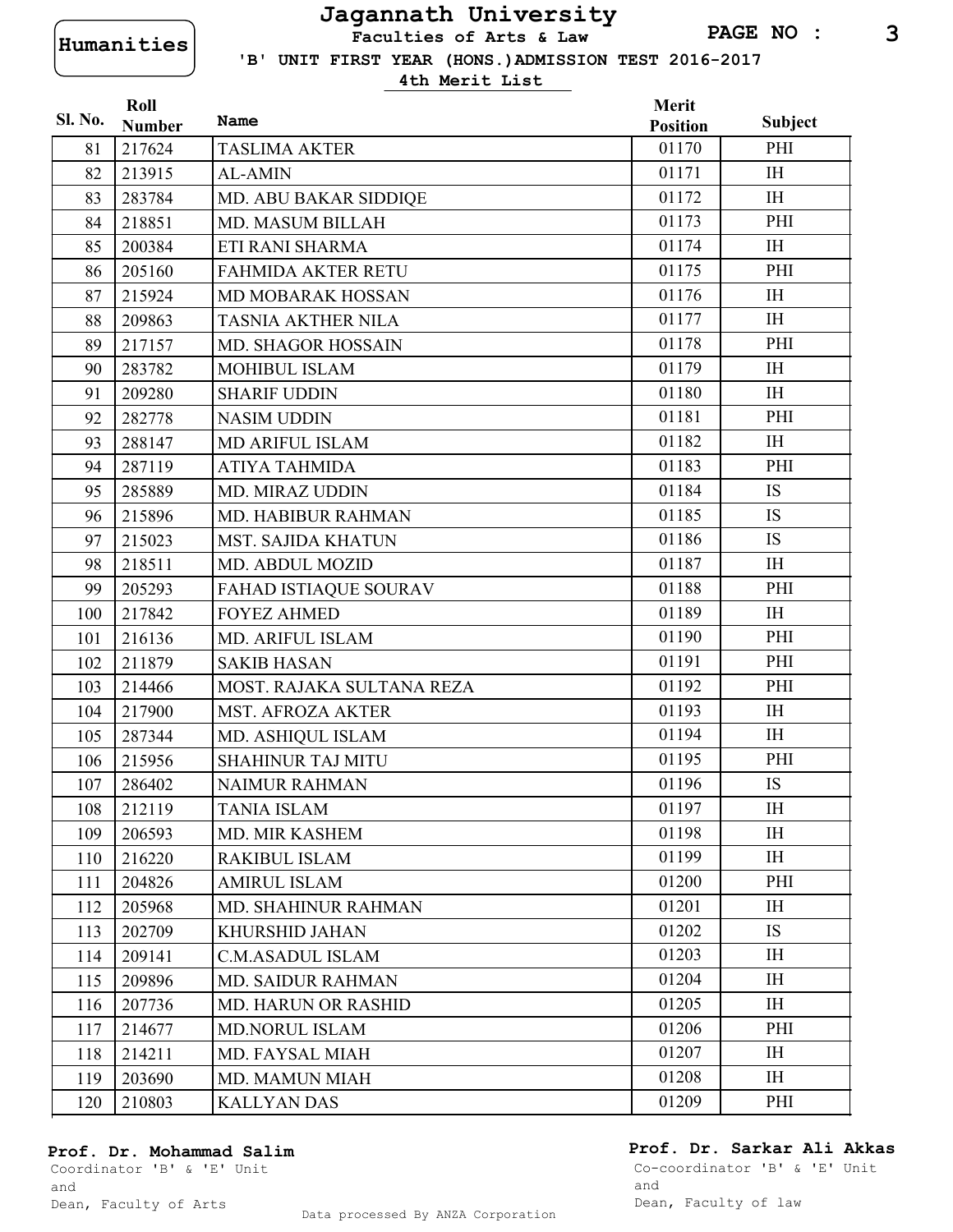Humanities

# Jagannath University

**Faculties of Arts & Law**

**'B' UNIT FIRST YEAR (HONS.)ADMISSION TEST 2016-2017**

**4th Merit List**

| Sl. No. | Roll Number | Name | Merit Position | Subject |
|---|---|---|---|---|
| 81 | 217624 | TASLIMA AKTER | 01170 | PHI |
| 82 | 213915 | AL-AMIN | 01171 | IH |
| 83 | 283784 | MD. ABU BAKAR SIDDIQE | 01172 | IH |
| 84 | 218851 | MD. MASUM BILLAH | 01173 | PHI |
| 85 | 200384 | ETI RANI SHARMA | 01174 | IH |
| 86 | 205160 | FAHMIDA AKTER RETU | 01175 | PHI |
| 87 | 215924 | MD MOBARAK HOSSAN | 01176 | IH |
| 88 | 209863 | TASNIA AKTHER NILA | 01177 | IH |
| 89 | 217157 | MD. SHAGOR HOSSAIN | 01178 | PHI |
| 90 | 283782 | MOHIBUL ISLAM | 01179 | IH |
| 91 | 209280 | SHARIF UDDIN | 01180 | IH |
| 92 | 282778 | NASIM UDDIN | 01181 | PHI |
| 93 | 288147 | MD ARIFUL ISLAM | 01182 | IH |
| 94 | 287119 | ATIYA TAHMIDA | 01183 | PHI |
| 95 | 285889 | MD. MIRAZ UDDIN | 01184 | IS |
| 96 | 215896 | MD. HABIBUR RAHMAN | 01185 | IS |
| 97 | 215023 | MST. SAJIDA KHATUN | 01186 | IS |
| 98 | 218511 | MD. ABDUL MOZID | 01187 | IH |
| 99 | 205293 | FAHAD ISTIAQUE SOURAV | 01188 | PHI |
| 100 | 217842 | FOYEZ AHMED | 01189 | IH |
| 101 | 216136 | MD. ARIFUL ISLAM | 01190 | PHI |
| 102 | 211879 | SAKIB HASAN | 01191 | PHI |
| 103 | 214466 | MOST. RAJAKA SULTANA REZA | 01192 | PHI |
| 104 | 217900 | MST. AFROZA AKTER | 01193 | IH |
| 105 | 287344 | MD. ASHIQUL ISLAM | 01194 | IH |
| 106 | 215956 | SHAHINUR TAJ MITU | 01195 | PHI |
| 107 | 286402 | NAIMUR RAHMAN | 01196 | IS |
| 108 | 212119 | TANIA ISLAM | 01197 | IH |
| 109 | 206593 | MD. MIR KASHEM | 01198 | IH |
| 110 | 216220 | RAKIBUL ISLAM | 01199 | IH |
| 111 | 204826 | AMIRUL ISLAM | 01200 | PHI |
| 112 | 205968 | MD. SHAHINUR RAHMAN | 01201 | IH |
| 113 | 202709 | KHURSHID JAHAN | 01202 | IS |
| 114 | 209141 | C.M.ASADUL ISLAM | 01203 | IH |
| 115 | 209896 | MD. SAIDUR RAHMAN | 01204 | IH |
| 116 | 207736 | MD. HARUN OR RASHID | 01205 | IH |
| 117 | 214677 | MD.NORUL ISLAM | 01206 | PHI |
| 118 | 214211 | MD. FAYSAL MIAH | 01207 | IH |
| 119 | 203690 | MD. MAMUN MIAH | 01208 | IH |
| 120 | 210803 | KALLYAN DAS | 01209 | PHI |

**Prof. Dr. Mohammad Salim**
Coordinator 'B' & 'E' Unit
and
Dean, Faculty of Arts

**Prof. Dr. Sarkar Ali Akkas**
Co-coordinator 'B' & 'E' Unit
and
Dean, Faculty of law

Data processed By ANZA Corporation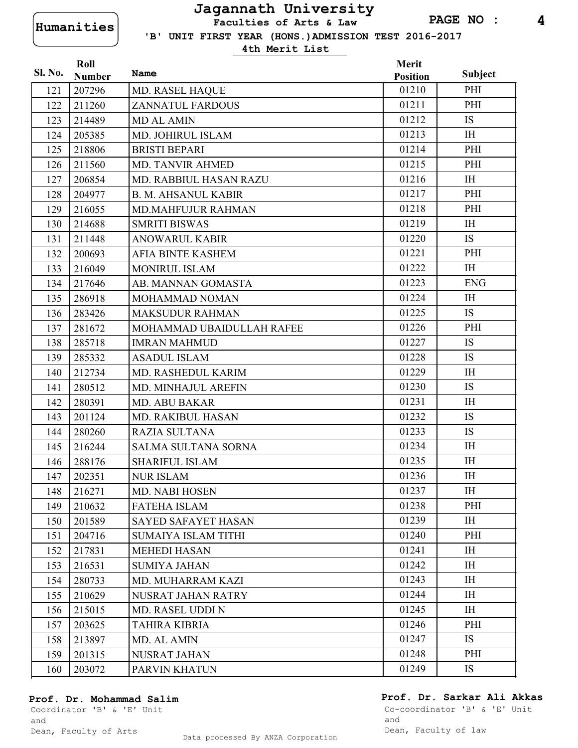Humanities

# Jagannath University

**Faculties of Arts & Law**

**'B' UNIT FIRST YEAR (HONS.)ADMISSION TEST 2016-2017**

**4th Merit List**

| Sl. No. | Roll Number | Name | Merit Position | Subject |
|---|---|---|---|---|
| 121 | 207296 | MD. RASEL HAQUE | 01210 | PHI |
| 122 | 211260 | ZANNATUL FARDOUS | 01211 | PHI |
| 123 | 214489 | MD AL AMIN | 01212 | IS |
| 124 | 205385 | MD. JOHIRUL ISLAM | 01213 | IH |
| 125 | 218806 | BRISTI BEPARI | 01214 | PHI |
| 126 | 211560 | MD. TANVIR AHMED | 01215 | PHI |
| 127 | 206854 | MD. RABBIUL HASAN RAZU | 01216 | IH |
| 128 | 204977 | B. M. AHSANUL KABIR | 01217 | PHI |
| 129 | 216055 | MD.MAHFUJUR RAHMAN | 01218 | PHI |
| 130 | 214688 | SMRITI BISWAS | 01219 | IH |
| 131 | 211448 | ANOWARUL KABIR | 01220 | IS |
| 132 | 200693 | AFIA BINTE KASHEM | 01221 | PHI |
| 133 | 216049 | MONIRUL ISLAM | 01222 | IH |
| 134 | 217646 | AB. MANNAN GOMASTA | 01223 | ENG |
| 135 | 286918 | MOHAMMAD NOMAN | 01224 | IH |
| 136 | 283426 | MAKSUDUR RAHMAN | 01225 | IS |
| 137 | 281672 | MOHAMMAD UBAIDULLAH RAFEE | 01226 | PHI |
| 138 | 285718 | IMRAN MAHMUD | 01227 | IS |
| 139 | 285332 | ASADUL ISLAM | 01228 | IS |
| 140 | 212734 | MD. RASHEDUL KARIM | 01229 | IH |
| 141 | 280512 | MD. MINHAJUL AREFIN | 01230 | IS |
| 142 | 280391 | MD. ABU BAKAR | 01231 | IH |
| 143 | 201124 | MD. RAKIBUL HASAN | 01232 | IS |
| 144 | 280260 | RAZIA SULTANA | 01233 | IS |
| 145 | 216244 | SALMA SULTANA SORNA | 01234 | IH |
| 146 | 288176 | SHARIFUL ISLAM | 01235 | IH |
| 147 | 202351 | NUR ISLAM | 01236 | IH |
| 148 | 216271 | MD. NABI HOSEN | 01237 | IH |
| 149 | 210632 | FATEHA ISLAM | 01238 | PHI |
| 150 | 201589 | SAYED SAFAYET HASAN | 01239 | IH |
| 151 | 204716 | SUMAIYA ISLAM TITHI | 01240 | PHI |
| 152 | 217831 | MEHEDI HASAN | 01241 | IH |
| 153 | 216531 | SUMIYA JAHAN | 01242 | IH |
| 154 | 280733 | MD. MUHARRAM KAZI | 01243 | IH |
| 155 | 210629 | NUSRAT JAHAN RATRY | 01244 | IH |
| 156 | 215015 | MD. RASEL UDDI N | 01245 | IH |
| 157 | 203625 | TAHIRA KIBRIA | 01246 | PHI |
| 158 | 213897 | MD. AL AMIN | 01247 | IS |
| 159 | 201315 | NUSRAT JAHAN | 01248 | PHI |
| 160 | 203072 | PARVIN KHATUN | 01249 | IS |

**Prof. Dr. Mohammad Salim**
Coordinator 'B' & 'E' Unit
and
Dean, Faculty of Arts

**Prof. Dr. Sarkar Ali Akkas**
Co-coordinator 'B' & 'E' Unit
and
Dean, Faculty of law

Data processed By ANZA Corporation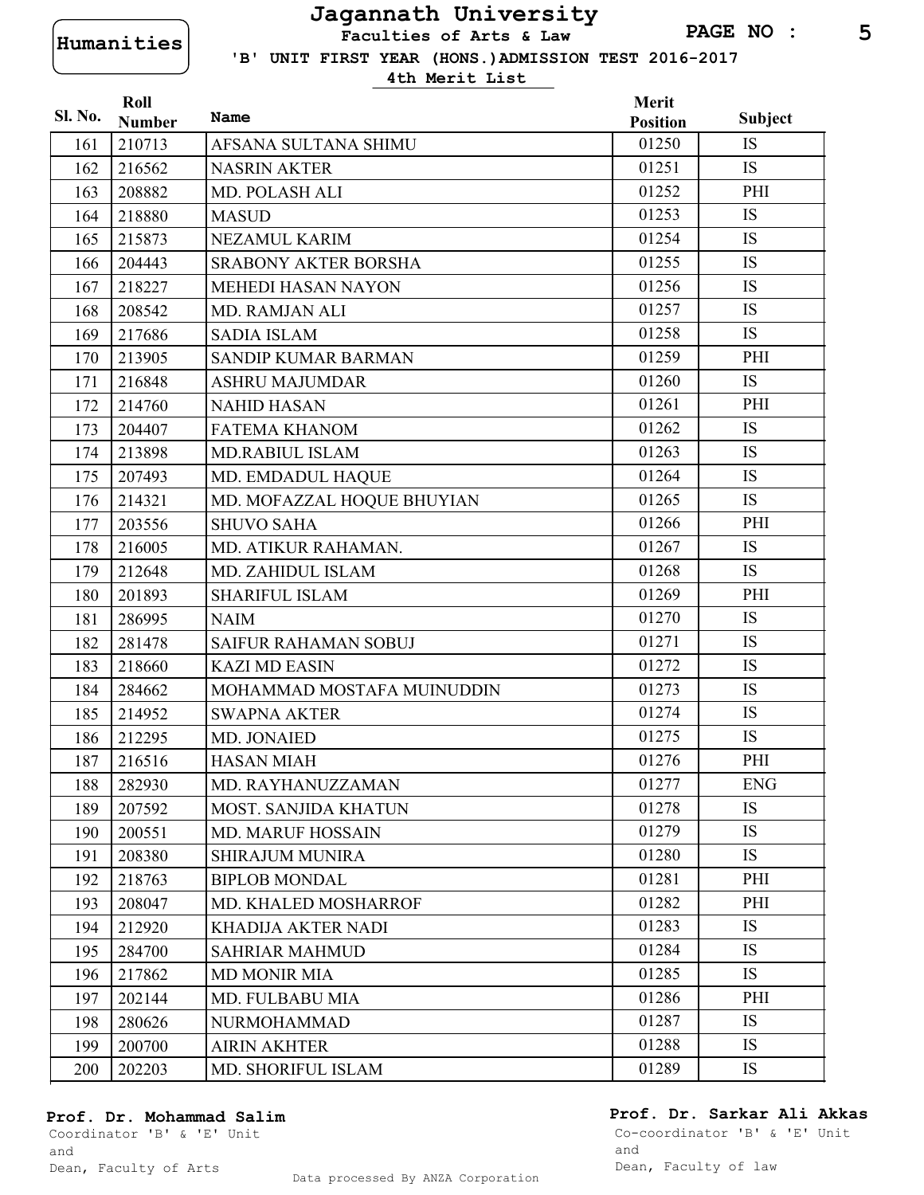Humanities

# Jagannath University

**Faculties of Arts & Law**

**'B' UNIT FIRST YEAR (HONS.)ADMISSION TEST 2016-2017**

**4th Merit List**

| Sl. No. | Roll Number | Name | Merit Position | Subject |
|---|---|---|---|---|
| 161 | 210713 | AFSANA SULTANA SHIMU | 01250 | IS |
| 162 | 216562 | NASRIN AKTER | 01251 | IS |
| 163 | 208882 | MD. POLASH ALI | 01252 | PHI |
| 164 | 218880 | MASUD | 01253 | IS |
| 165 | 215873 | NEZAMUL KARIM | 01254 | IS |
| 166 | 204443 | SRABONY AKTER BORSHA | 01255 | IS |
| 167 | 218227 | MEHEDI HASAN NAYON | 01256 | IS |
| 168 | 208542 | MD. RAMJAN ALI | 01257 | IS |
| 169 | 217686 | SADIA ISLAM | 01258 | IS |
| 170 | 213905 | SANDIP KUMAR BARMAN | 01259 | PHI |
| 171 | 216848 | ASHRU MAJUMDAR | 01260 | IS |
| 172 | 214760 | NAHID HASAN | 01261 | PHI |
| 173 | 204407 | FATEMA KHANOM | 01262 | IS |
| 174 | 213898 | MD.RABIUL ISLAM | 01263 | IS |
| 175 | 207493 | MD. EMDADUL HAQUE | 01264 | IS |
| 176 | 214321 | MD. MOFAZZAL HOQUE BHUYIAN | 01265 | IS |
| 177 | 203556 | SHUVO SAHA | 01266 | PHI |
| 178 | 216005 | MD. ATIKUR RAHAMAN. | 01267 | IS |
| 179 | 212648 | MD. ZAHIDUL ISLAM | 01268 | IS |
| 180 | 201893 | SHARIFUL ISLAM | 01269 | PHI |
| 181 | 286995 | NAIM | 01270 | IS |
| 182 | 281478 | SAIFUR RAHAMAN SOBUJ | 01271 | IS |
| 183 | 218660 | KAZI MD EASIN | 01272 | IS |
| 184 | 284662 | MOHAMMAD MOSTAFA MUINUDDIN | 01273 | IS |
| 185 | 214952 | SWAPNA AKTER | 01274 | IS |
| 186 | 212295 | MD. JONAIED | 01275 | IS |
| 187 | 216516 | HASAN MIAH | 01276 | PHI |
| 188 | 282930 | MD. RAYHANUZZAMAN | 01277 | ENG |
| 189 | 207592 | MOST. SANJIDA KHATUN | 01278 | IS |
| 190 | 200551 | MD. MARUF HOSSAIN | 01279 | IS |
| 191 | 208380 | SHIRAJUM MUNIRA | 01280 | IS |
| 192 | 218763 | BIPLOB MONDAL | 01281 | PHI |
| 193 | 208047 | MD. KHALED MOSHARROF | 01282 | PHI |
| 194 | 212920 | KHADIJA AKTER NADI | 01283 | IS |
| 195 | 284700 | SAHRIAR MAHMUD | 01284 | IS |
| 196 | 217862 | MD MONIR MIA | 01285 | IS |
| 197 | 202144 | MD. FULBABU MIA | 01286 | PHI |
| 198 | 280626 | NURMOHAMMAD | 01287 | IS |
| 199 | 200700 | AIRIN AKHTER | 01288 | IS |
| 200 | 202203 | MD. SHORIFUL ISLAM | 01289 | IS |

**Prof. Dr. Mohammad Salim**
Coordinator 'B' & 'E' Unit
and
Dean, Faculty of Arts

**Prof. Dr. Sarkar Ali Akkas**
Co-coordinator 'B' & 'E' Unit
and
Dean, Faculty of law

Data processed By ANZA Corporation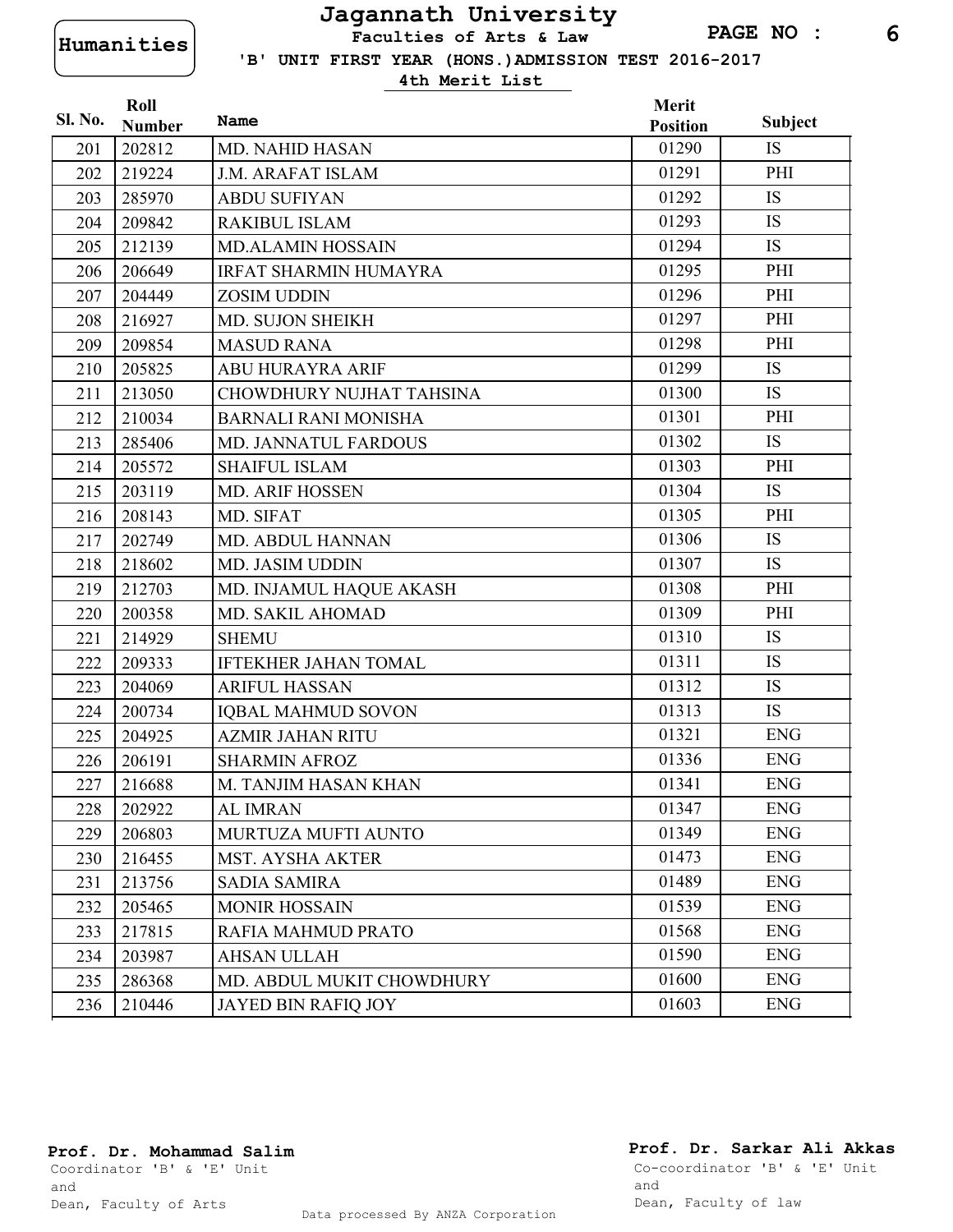Humanities

# Jagannath University

**Faculties of Arts & Law**

**'B' UNIT FIRST YEAR (HONS.)ADMISSION TEST 2016-2017**

**4th Merit List**

| Sl. No. | Roll Number | Name | Merit Position | Subject |
|---|---|---|---|---|
| 201 | 202812 | MD. NAHID HASAN | 01290 | IS |
| 202 | 219224 | J.M. ARAFAT ISLAM | 01291 | PHI |
| 203 | 285970 | ABDU SUFIYAN | 01292 | IS |
| 204 | 209842 | RAKIBUL ISLAM | 01293 | IS |
| 205 | 212139 | MD.ALAMIN HOSSAIN | 01294 | IS |
| 206 | 206649 | IRFAT SHARMIN HUMAYRA | 01295 | PHI |
| 207 | 204449 | ZOSIM UDDIN | 01296 | PHI |
| 208 | 216927 | MD. SUJON SHEIKH | 01297 | PHI |
| 209 | 209854 | MASUD RANA | 01298 | PHI |
| 210 | 205825 | ABU HURAYRA ARIF | 01299 | IS |
| 211 | 213050 | CHOWDHURY NUJHAT TAHSINA | 01300 | IS |
| 212 | 210034 | BARNALI RANI MONISHA | 01301 | PHI |
| 213 | 285406 | MD. JANNATUL FARDOUS | 01302 | IS |
| 214 | 205572 | SHAIFUL ISLAM | 01303 | PHI |
| 215 | 203119 | MD. ARIF HOSSEN | 01304 | IS |
| 216 | 208143 | MD. SIFAT | 01305 | PHI |
| 217 | 202749 | MD. ABDUL HANNAN | 01306 | IS |
| 218 | 218602 | MD. JASIM UDDIN | 01307 | IS |
| 219 | 212703 | MD. INJAMUL HAQUE AKASH | 01308 | PHI |
| 220 | 200358 | MD. SAKIL AHOMAD | 01309 | PHI |
| 221 | 214929 | SHEMU | 01310 | IS |
| 222 | 209333 | IFTEKHER JAHAN TOMAL | 01311 | IS |
| 223 | 204069 | ARIFUL HASSAN | 01312 | IS |
| 224 | 200734 | IQBAL MAHMUD SOVON | 01313 | IS |
| 225 | 204925 | AZMIR JAHAN RITU | 01321 | ENG |
| 226 | 206191 | SHARMIN AFROZ | 01336 | ENG |
| 227 | 216688 | M. TANJIM HASAN KHAN | 01341 | ENG |
| 228 | 202922 | AL IMRAN | 01347 | ENG |
| 229 | 206803 | MURTUZA MUFTI AUNTO | 01349 | ENG |
| 230 | 216455 | MST. AYSHA AKTER | 01473 | ENG |
| 231 | 213756 | SADIA SAMIRA | 01489 | ENG |
| 232 | 205465 | MONIR HOSSAIN | 01539 | ENG |
| 233 | 217815 | RAFIA MAHMUD PRATO | 01568 | ENG |
| 234 | 203987 | AHSAN ULLAH | 01590 | ENG |
| 235 | 286368 | MD. ABDUL MUKIT CHOWDHURY | 01600 | ENG |
| 236 | 210446 | JAYED BIN RAFIQ JOY | 01603 | ENG |

**Prof. Dr. Mohammad Salim**
Coordinator 'B' & 'E' Unit
and
Dean, Faculty of Arts

**Prof. Dr. Sarkar Ali Akkas**
Co-coordinator 'B' & 'E' Unit
and
Dean, Faculty of law

Data processed By ANZA Corporation